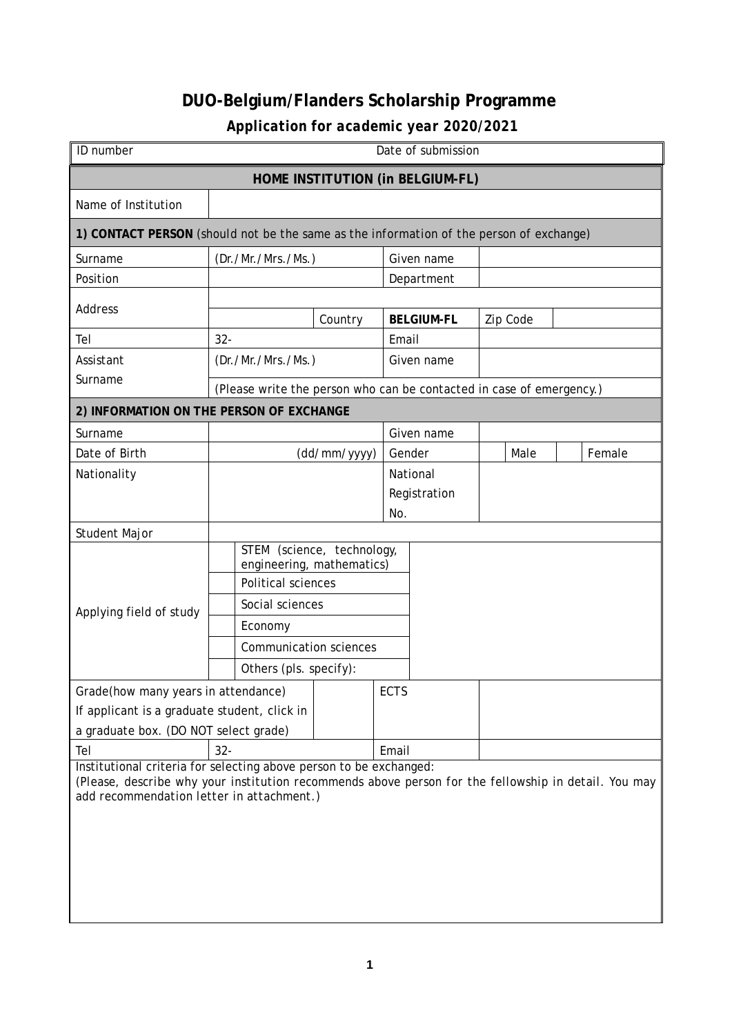# DUO-Belgium/Flanders Scholarship Programme

## *Application for academic year 2020/2021*

| ID number | | | Date of submission | | | |
|---|---|---|---|---|---|---|
| **HOME INSTITUTION (in BELGIUM-FL)** | | | | | | |
| Name of Institution | | | | | | |
| **1) CONTACT PERSON** (should not be the same as the information of the person of exchange) | | | | | | |
| Surname | (Dr./Mr./Mrs./Ms.) | | Given name | | | |
| Position | | | Department | | | |
| Address | | | | | | |
| | | Country | **BELGIUM-FL** | Zip Code | | |
| Tel | 32- | | Email | | | |
| Assistant Surname | (Dr./Mr./Mrs./Ms.) | | Given name | | | |
| | (Please write the person who can be contacted in case of emergency.) | | | | | |
| **2) INFORMATION ON THE PERSON OF EXCHANGE** | | | | | | |
| Surname | | | Given name | | | |
| Date of Birth | (dd/mm/yyyy) | | Gender | Male | | Female |
| Nationality | | | National Registration No. | | | |
| Student Major | | | | | | |
| Applying field of study | STEM (science, technology, engineering, mathematics) | | | | | |
| | Political sciences | | | | | |
| | Social sciences | | | | | |
| | Economy | | | | | |
| | Communication sciences | | | | | |
| | Others (pls. specify): | | | | | |
| Grade(how many years in attendance) If applicant is a graduate student, click in a graduate box. (DO NOT select grade) | | | ECTS | | | |
| Tel | 32- | | Email | | | |

Institutional criteria for selecting above person to be exchanged:
(Please, describe why your institution recommends above person for the fellowship in detail. You may add recommendation letter in attachment.)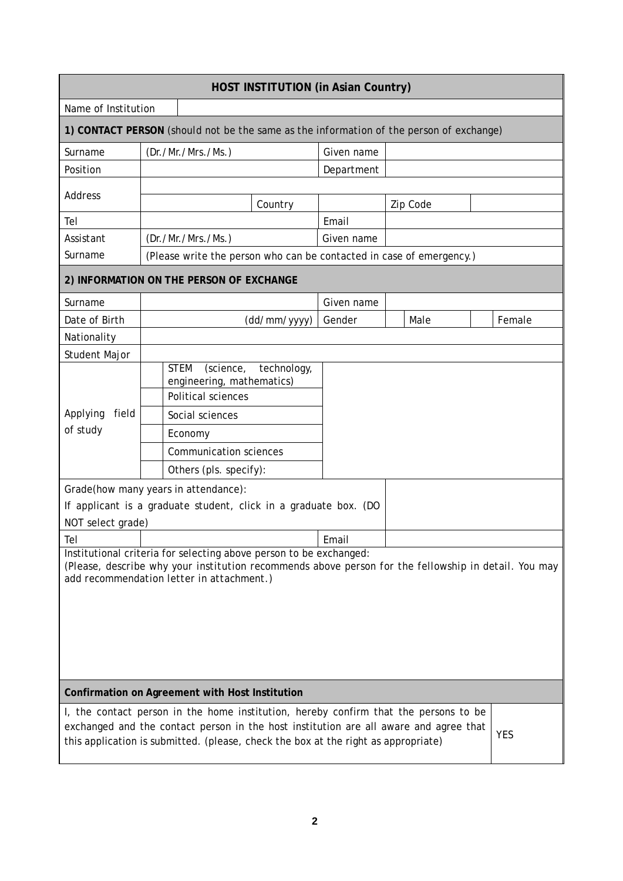| HOST INSTITUTION (in Asian Country) | | | | | | |
|---|---|---|---|---|---|---|
| Name of Institution | | | | | | |
| **1) CONTACT PERSON** *(should not be the same as the information of the person of exchange)* | | | | | | |
| Surname | (Dr./Mr./Mrs./Ms.) | | Given name | | | |
| Position | | | Department | | | |
| Address | | | | | | |
| | | Country | | Zip Code | | |
| Tel | | | Email | | | |
| Assistant | (Dr./Mr./Mrs./Ms.) | | Given name | | | |
| Surname | (Please write the person who can be contacted in case of emergency.) | | | | | |
| **2) INFORMATION ON THE PERSON OF EXCHANGE** | | | | | | |
| Surname | | | Given name | | | |
| Date of Birth | (dd/mm/yyyy) | | Gender | | Male | Female |
| Nationality | | | | | | |
| Student Major | | | | | | |
| Applying field of study | STEM (science, technology, engineering, mathematics) | | | | | |
| | Political sciences | | | | | |
| | Social sciences | | | | | |
| | Economy | | | | | |
| | Communication sciences | | | | | |
| | Others (pls. specify): | | | | | |
| Grade(how many years in attendance): If applicant is a graduate student, click in a graduate box. (DO NOT select grade) | | | | | | |
| Tel | | | Email | | | |
| Institutional criteria for selecting above person to be exchanged: (Please, describe why your institution recommends above person for the fellowship in detail. You may add recommendation letter in attachment.) | | | | | | |
| **Confirmation on Agreement with Host Institution** | | | | | | |
| I, the contact person in the home institution, hereby confirm that the persons to be exchanged and the contact person in the host institution are all aware and agree that this application is submitted. (please, check the box at the right as appropriate) | | | | | | YES |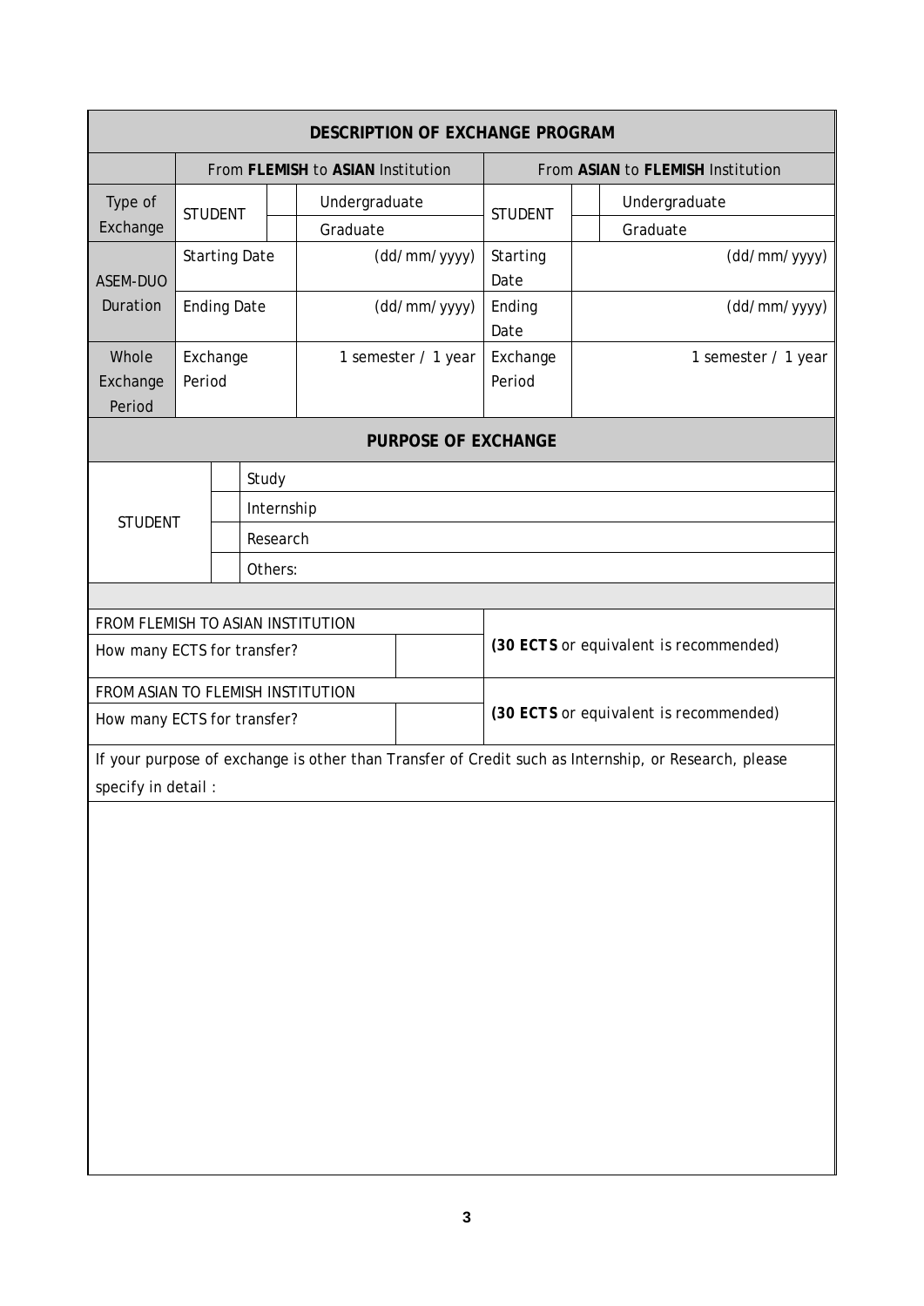| DESCRIPTION OF EXCHANGE PROGRAM | | | | | | | |
|---|---|---|---|---|---|---|---|
| | From **FLEMISH** to **ASIAN** Institution | | | From **ASIAN** to **FLEMISH** Institution | | | |
| Type of Exchange | STUDENT | | Undergraduate | STUDENT | | Undergraduate | |
| | | | Graduate | | | Graduate | |
| ASEM-DUO Duration | Starting Date | | (dd/mm/yyyy) | Starting Date | | (dd/mm/yyyy) | |
| | Ending Date | | (dd/mm/yyyy) | Ending Date | | (dd/mm/yyyy) | |
| Whole Exchange Period | Exchange Period | | 1 semester / 1 year | Exchange Period | | 1 semester / 1 year | |

| PURPOSE OF EXCHANGE | | |
|---|---|---|
| STUDENT | | Study |
| | | Internship |
| | | Research |
| | | Others: |

| | | |
|---|---|---|
| FROM FLEMISH TO ASIAN INSTITUTION<br>How many ECTS for transfer? | | **(30 ECTS** or equivalent is recommended) |
| FROM ASIAN TO FLEMISH INSTITUTION<br>How many ECTS for transfer? | | **(30 ECTS** or equivalent is recommended) |

If your purpose of exchange is other than Transfer of Credit such as Internship, or Research, please specify in detail :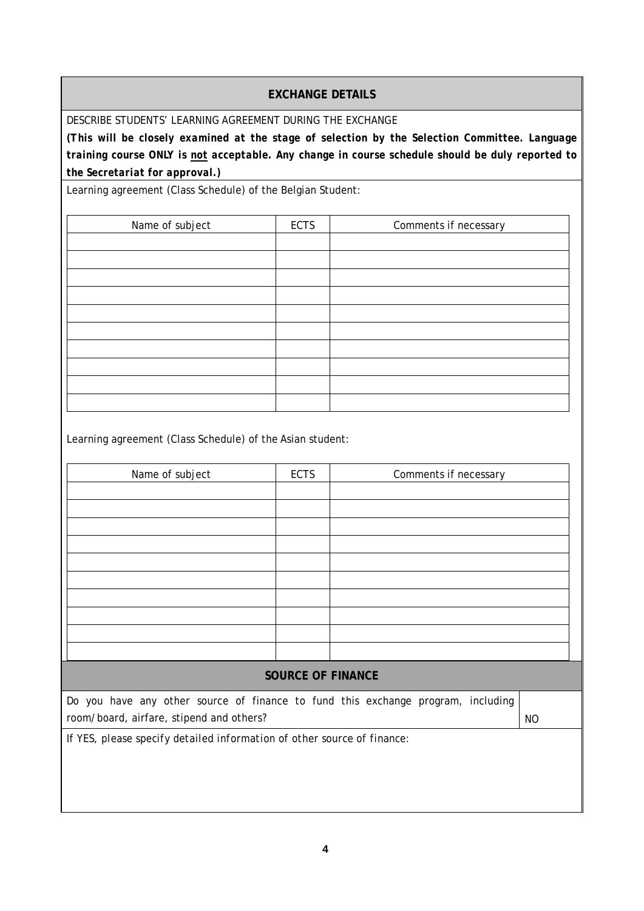## EXCHANGE DETAILS

DESCRIBE STUDENTS' LEARNING AGREEMENT DURING THE EXCHANGE

***(This will be closely examined at the stage of selection by the Selection Committee. Language training course ONLY is not acceptable. Any change in course schedule should be duly reported to the Secretariat for approval.)***

Learning agreement (Class Schedule) of the Belgian Student:

| Name of subject | ECTS | Comments if necessary |
|---|---|---|
| | | |
| | | |
| | | |
| | | |
| | | |
| | | |
| | | |
| | | |
| | | |
| | | |

Learning agreement (Class Schedule) of the Asian student:

| Name of subject | ECTS | Comments if necessary |
|---|---|---|
| | | |
| | | |
| | | |
| | | |
| | | |
| | | |
| | | |
| | | |
| | | |
| | | |

## SOURCE OF FINANCE

| Do you have any other source of finance to fund this exchange program, including room/board, airfare, stipend and others? | NO |
|---|---|

*If YES, please specify detailed information of other source of finance:*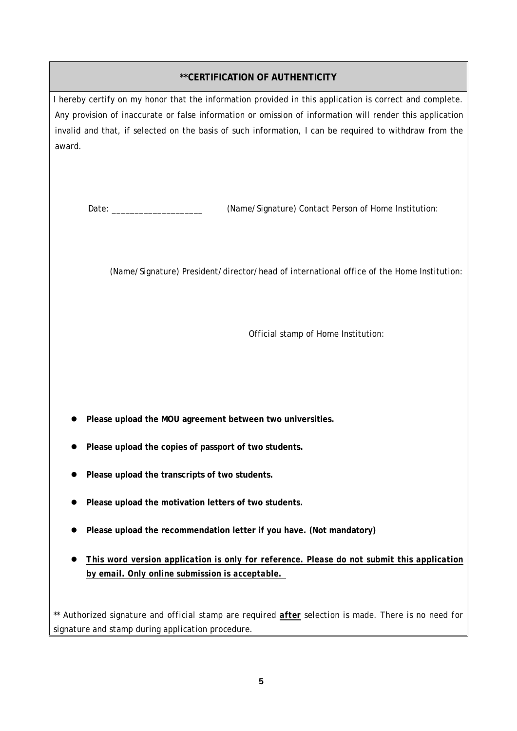## **CERTIFICATION OF AUTHENTICITY

*I hereby certify on my honor that the information provided in this application is correct and complete. Any provision of inaccurate or false information or omission of information will render this application invalid and that, if selected on the basis of such information, I can be required to withdraw from the award.*

*Date: ____________________* *(Name/Signature) Contact Person of Home Institution:*

*(Name/Signature) President/director/head of international office of the Home Institution:*

*Official stamp of Home Institution:*

- **Please upload the MOU agreement between two universities.**
- **Please upload the copies of passport of two students.**
- **Please upload the transcripts of two students.**
- **Please upload the motivation letters of two students.**
- **Please upload the recommendation letter if you have. (Not mandatory)**
- ***<u>This word version application is only for reference. Please do not submit this application by email. Only online submission is acceptable.</u>***

*** Authorized signature and official stamp are required **<u>after</u>** selection is made. There is no need for signature and stamp during application procedure.*